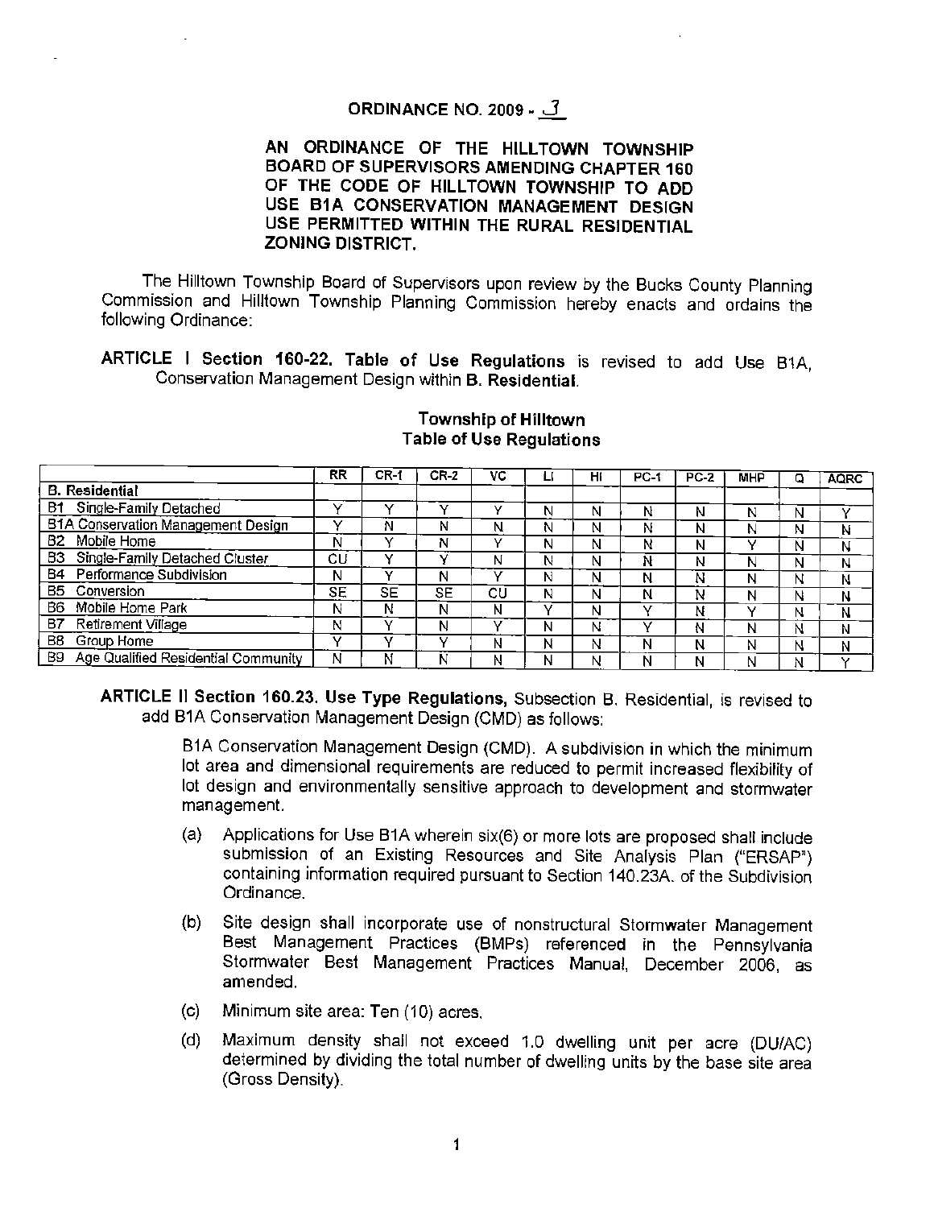# ORDINANCE NO. 2009 - 3

**AN ORDINANCE OF THE HILLTOWN TOWNSHIP BOARD OF SUPERVISORS AMENDING CHAPTER 160 OF THE CODE OF HILLTOWN TOWNSHIP TO ADD USE B1A CONSERVATION MANAGEMENT DESIGN USE PERMITTED WITHIN THE RURAL RESIDENTIAL ZONING DISTRICT.**

The Hilltown Township Board of Supervisors upon review by the Bucks County Planning Commission and Hilltown Township Planning Commission hereby enacts and ordains the following Ordinance:

**ARTICLE I Section 160-22. Table of Use Regulations** is revised to add Use B1A, Conservation Management Design within **B. Residential**.

**Township of Hilltown**
**Table of Use Regulations**

| | RR | CR-1 | CR-2 | VC | LI | HI | PC-1 | PC-2 | MHP | Q | AQRC |
|---|---|---|---|---|---|---|---|---|---|---|---|
| **B. Residential** | | | | | | | | | | | |
| B1 Single-Family Detached | Y | Y | Y | Y | N | N | N | N | N | N | Y |
| B1A Conservation Management Design | Y | N | N | N | N | N | N | N | N | N | N |
| B2 Mobile Home | N | Y | N | Y | N | N | N | N | Y | N | N |
| B3 Single-Family Detached Cluster | CU | Y | Y | N | N | N | N | N | N | N | N |
| B4 Performance Subdivision | N | Y | N | Y | N | N | N | N | N | N | N |
| B5 Conversion | SE | SE | SE | CU | N | N | N | N | N | N | N |
| B6 Mobile Home Park | N | N | N | N | Y | N | Y | N | Y | N | N |
| B7 Retirement Village | N | Y | N | Y | N | N | Y | N | N | N | N |
| B8 Group Home | Y | Y | Y | N | N | N | N | N | N | N | N |
| B9 Age Qualified Residential Community | N | N | N | N | N | N | N | N | N | N | Y |

**ARTICLE II Section 160.23. Use Type Regulations,** Subsection B. Residential, is revised to add B1A Conservation Management Design (CMD) as follows:

B1A Conservation Management Design (CMD). A subdivision in which the minimum lot area and dimensional requirements are reduced to permit increased flexibility of lot design and environmentally sensitive approach to development and stormwater management.

(a) Applications for Use B1A wherein six(6) or more lots are proposed shall include submission of an Existing Resources and Site Analysis Plan ("ERSAP") containing information required pursuant to Section 140.23A. of the Subdivision Ordinance.

(b) Site design shall incorporate use of nonstructural Stormwater Management Best Management Practices (BMPs) referenced in the Pennsylvania Stormwater Best Management Practices Manual, December 2006, as amended.

(c) Minimum site area: Ten (10) acres.

(d) Maximum density shall not exceed 1.0 dwelling unit per acre (DU/AC) determined by dividing the total number of dwelling units by the base site area (Gross Density).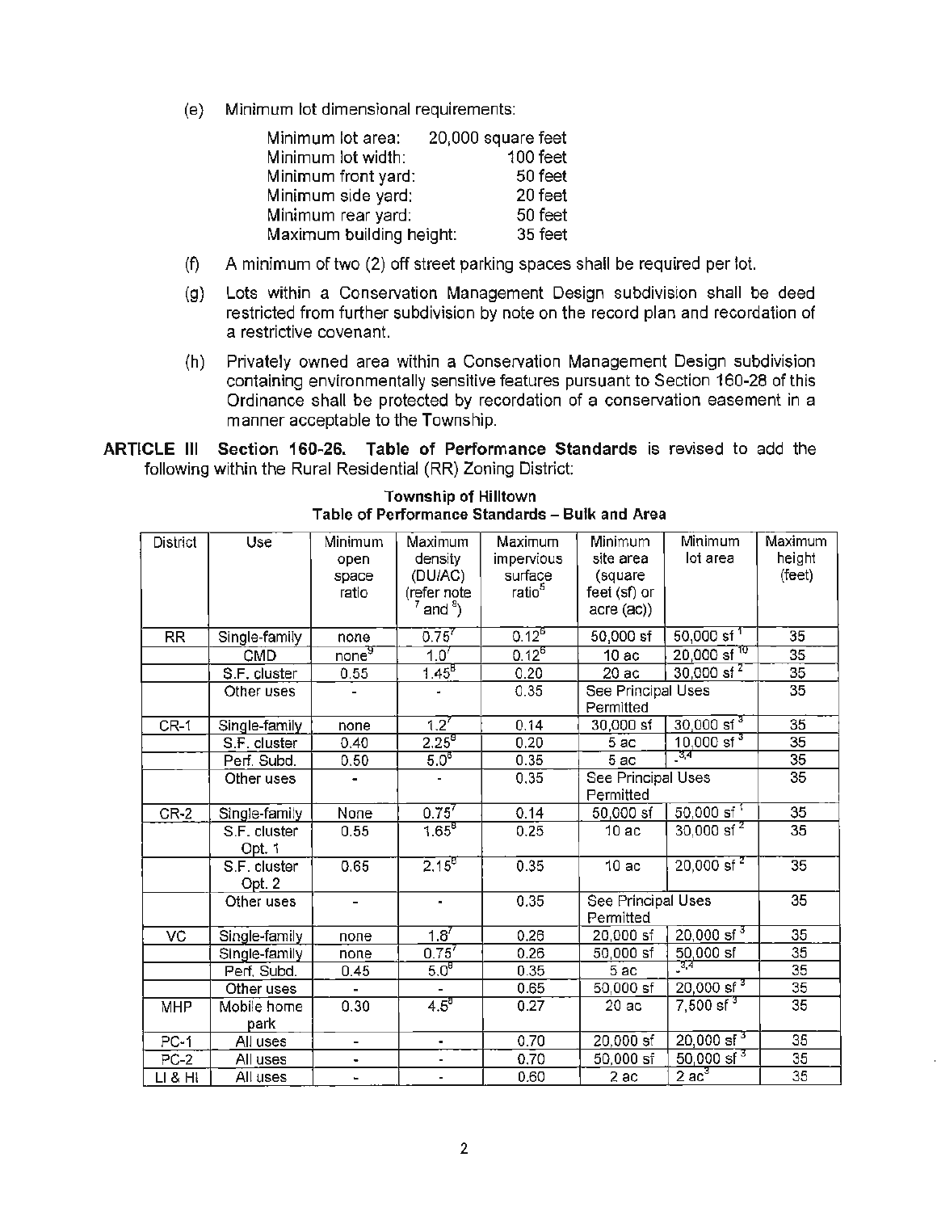(e) Minimum lot dimensional requirements:

| | |
|---|---|
| Minimum lot area: | 20,000 square feet |
| Minimum lot width: | 100 feet |
| Minimum front yard: | 50 feet |
| Minimum side yard: | 20 feet |
| Minimum rear yard: | 50 feet |
| Maximum building height: | 35 feet |

(f) A minimum of two (2) off street parking spaces shall be required per lot.

(g) Lots within a Conservation Management Design subdivision shall be deed restricted from further subdivision by note on the record plan and recordation of a restrictive covenant.

(h) Privately owned area within a Conservation Management Design subdivision containing environmentally sensitive features pursuant to Section 160-28 of this Ordinance shall be protected by recordation of a conservation easement in a manner acceptable to the Township.

**ARTICLE III Section 160-26. Table of Performance Standards** is revised to add the following within the Rural Residential (RR) Zoning District:

**Township of Hilltown**
**Table of Performance Standards – Bulk and Area**

| District | Use | Minimum open space ratio | Maximum density (DU/AC) (refer note [7] and [8]) | Maximum impervious surface ratio[5] | Minimum site area (square feet (sf) or acre (ac)) | Minimum lot area | Maximum height (feet) |
|---|---|---|---|---|---|---|---|
| RR | Single-family | none | 0.75[7] | 0.12[6] | 50,000 sf | 50,000 sf [1] | 35 |
| | CMD | none[9] | 1.0[7] | 0.12[6] | 10 ac | 20,000 sf [10] | 35 |
| | S.F. cluster | 0.55 | 1.45[8] | 0.20 | 20 ac | 30,000 sf [2] | 35 |
| | Other uses | - | - | 0.35 | See Principal Uses Permitted | | 35 |
| CR-1 | Single-family | none | 1.2[7] | 0.14 | 30,000 sf | 30,000 sf [3] | 35 |
| | S.F. cluster | 0.40 | 2.25[8] | 0.20 | 5 ac | 10,000 sf [3] | 35 |
| | Perf. Subd. | 0.50 | 5.0[8] | 0.35 | 5 ac | -[3,4] | 35 |
| | Other uses | - | - | 0.35 | See Principal Uses Permitted | | 35 |
| CR-2 | Single-family | None | 0.75[7] | 0.14 | 50,000 sf | 50,000 sf [1] | 35 |
| | S.F. cluster Opt. 1 | 0.55 | 1.65[8] | 0.25 | 10 ac | 30,000 sf [2] | 35 |
| | S.F. cluster Opt. 2 | 0.65 | 2.15[8] | 0.35 | 10 ac | 20,000 sf [2] | 35 |
| | Other uses | - | - | 0.35 | See Principal Uses Permitted | | 35 |
| VC | Single-family | none | 1.8[7] | 0.26 | 20,000 sf | 20,000 sf [3] | 35 |
| | Single-family | none | 0.75[7] | 0.26 | 50,000 sf | 50,000 sf | 35 |
| | Perf. Subd. | 0.45 | 5.0[8] | 0.35 | 5 ac | -[3,4] | 35 |
| | Other uses | - | - | 0.65 | 50,000 sf | 20,000 sf [3] | 35 |
| MHP | Mobile home park | 0.30 | 4.5[8] | 0.27 | 20 ac | 7,500 sf [3] | 35 |
| PC-1 | All uses | - | - | 0.70 | 20,000 sf | 20,000 sf [3] | 35 |
| PC-2 | All uses | - | - | 0.70 | 50,000 sf | 50,000 sf [3] | 35 |
| LI & HI | All uses | - | - | 0.60 | 2 ac | 2 ac[3] | 35 |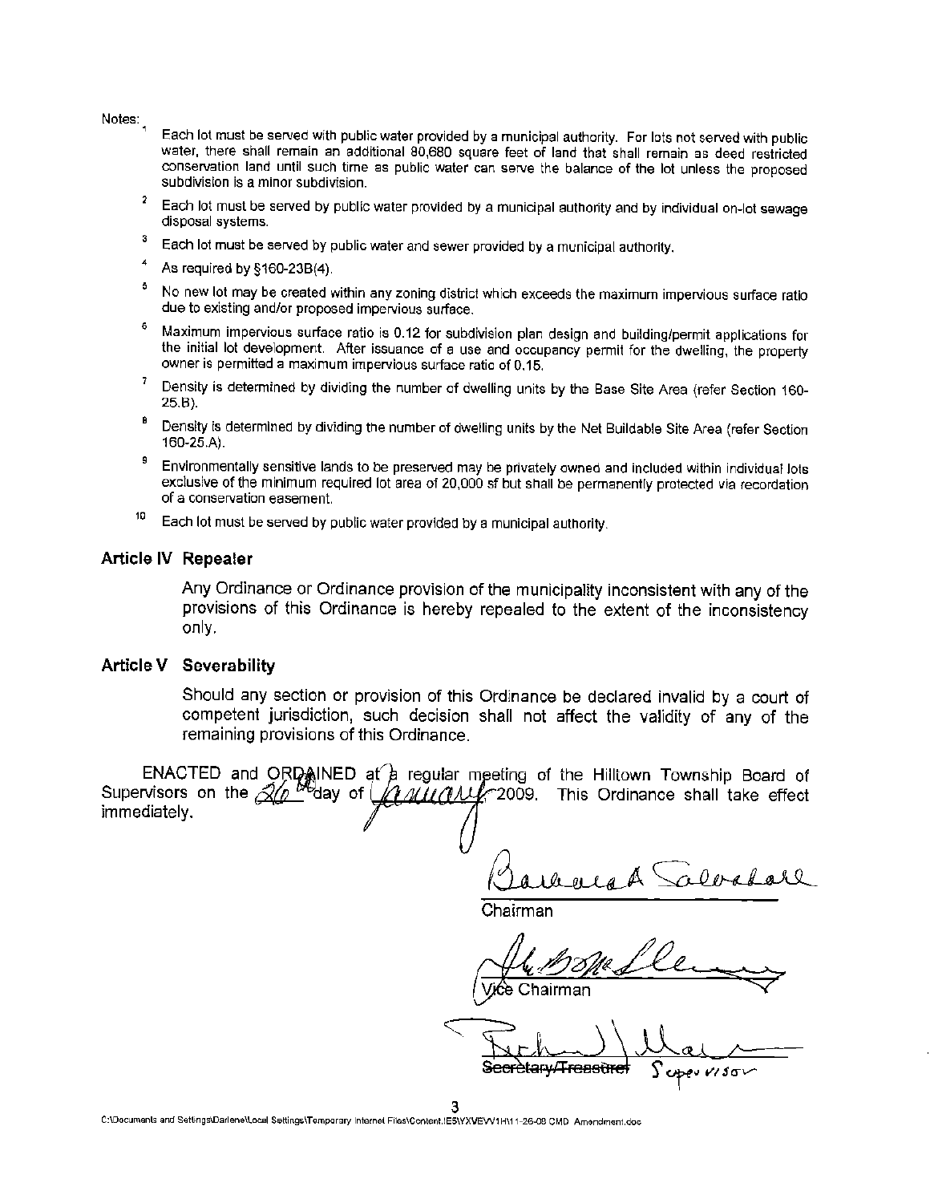Notes:

1. Each lot must be served with public water provided by a municipal authority. For lots not served with public water, there shall remain an additional 80,680 square feet of land that shall remain as deed restricted conservation land until such time as public water can serve the balance of the lot unless the proposed subdivision is a minor subdivision.
2. Each lot must be served by public water provided by a municipal authority and by individual on-lot sewage disposal systems.
3. Each lot must be served by public water and sewer provided by a municipal authority.
4. As required by §160-23B(4).
5. No new lot may be created within any zoning district which exceeds the maximum impervious surface ratio due to existing and/or proposed impervious surface.
6. Maximum impervious surface ratio is 0.12 for subdivision plan design and building/permit applications for the initial lot development. After issuance of a use and occupancy permit for the dwelling, the property owner is permitted a maximum impervious surface ratio of 0.15.
7. Density is determined by dividing the number of dwelling units by the Base Site Area (refer Section 160-25.B).
8. Density is determined by dividing the number of dwelling units by the Net Buildable Site Area (refer Section 160-25.A).
9. Environmentally sensitive lands to be preserved may be privately owned and included within individual lots exclusive of the minimum required lot area of 20,000 sf but shall be permanently protected via recordation of a conservation easement.
10. Each lot must be served by public water provided by a municipal authority.

## Article IV Repealer

Any Ordinance or Ordinance provision of the municipality inconsistent with any of the provisions of this Ordinance is hereby repealed to the extent of the inconsistency only.

## Article V Severability

Should any section or provision of this Ordinance be declared invalid by a court of competent jurisdiction, such decision shall not affect the validity of any of the remaining provisions of this Ordinance.

ENACTED and ORDAINED at a regular meeting of the Hilltown Township Board of Supervisors on the 26th day of January 2009. This Ordinance shall take effect immediately.

Barbara A Salvadore
Chairman

Vice Chairman

~~Secretary/Treasurer~~ Supervisor

C:\Documents and Settings\Darlene\Local Settings\Temporary Internet Files\Content.IE5\YXVEVV1H\11-26-08 CMD Amendment.doc